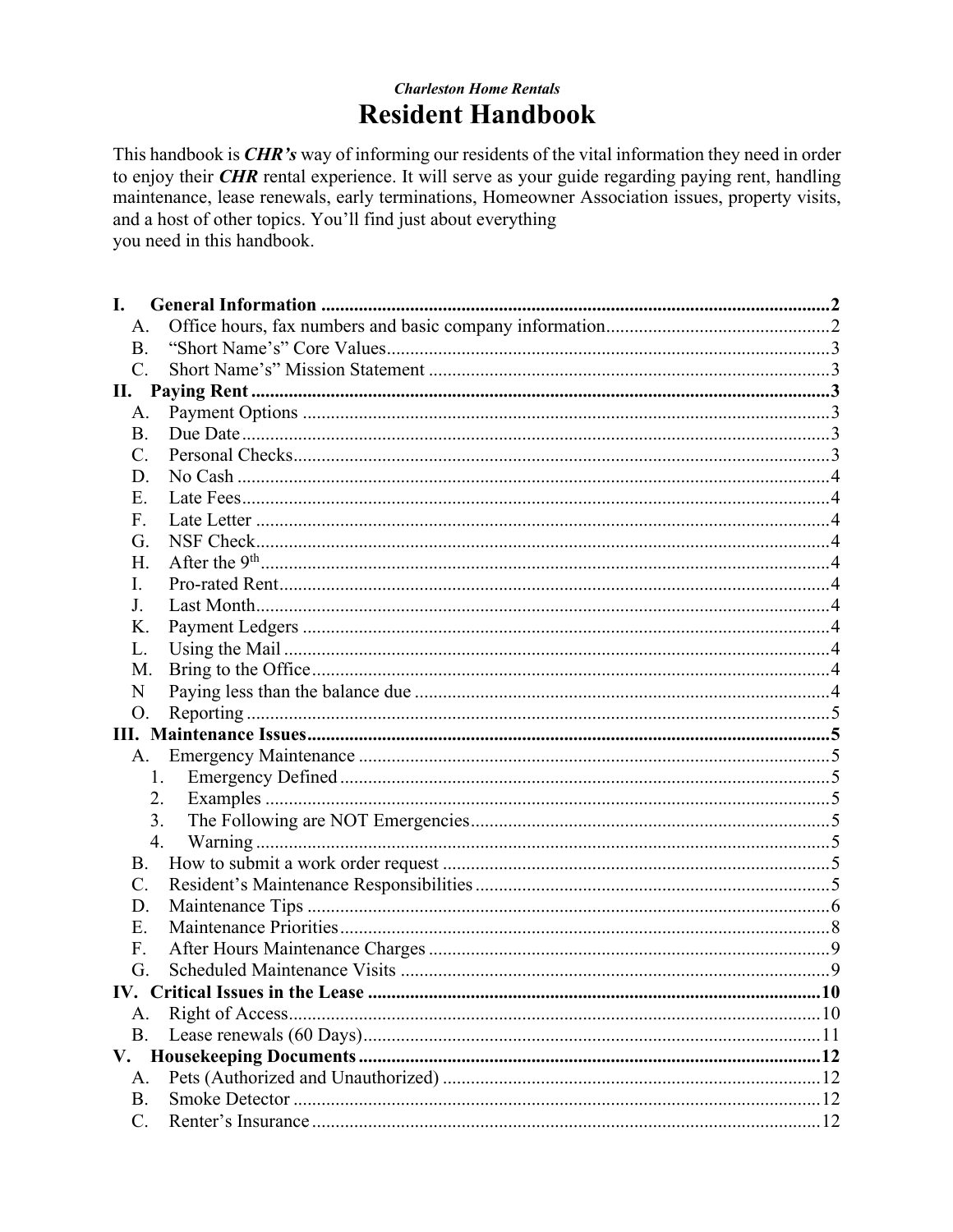*Charleston Home Rentals*

# Resident Handbook

This handbook is ***CHR's*** way of informing our residents of the vital information they need in order to enjoy their ***CHR*** rental experience. It will serve as your guide regarding paying rent, handling maintenance, lease renewals, early terminations, Homeowner Association issues, property visits, and a host of other topics. You'll find just about everything
you need in this handbook.

**I. General Information** .......... **2**
- A. Office hours, fax numbers and basic company information .......... 2
- B. "Short Name's" Core Values .......... 3
- C. Short Name's" Mission Statement .......... 3

**II. Paying Rent** .......... **3**
- A. Payment Options .......... 3
- B. Due Date .......... 3
- C. Personal Checks .......... 3
- D. No Cash .......... 4
- E. Late Fees .......... 4
- F. Late Letter .......... 4
- G. NSF Check .......... 4
- H. After the 9th .......... 4
- I. Pro-rated Rent .......... 4
- J. Last Month .......... 4
- K. Payment Ledgers .......... 4
- L. Using the Mail .......... 4
- M. Bring to the Office .......... 4
- N Paying less than the balance due .......... 4
- O. Reporting .......... 5

**III. Maintenance Issues** .......... **5**
- A. Emergency Maintenance .......... 5
  1. Emergency Defined .......... 5
  2. Examples .......... 5
  3. The Following are NOT Emergencies .......... 5
  4. Warning .......... 5
- B. How to submit a work order request .......... 5
- C. Resident's Maintenance Responsibilities .......... 5
- D. Maintenance Tips .......... 6
- E. Maintenance Priorities .......... 8
- F. After Hours Maintenance Charges .......... 9
- G. Scheduled Maintenance Visits .......... 9

**IV. Critical Issues in the Lease** .......... **10**
- A. Right of Access .......... 10
- B. Lease renewals (60 Days) .......... 11

**V. Housekeeping Documents** .......... **12**
- A. Pets (Authorized and Unauthorized) .......... 12
- B. Smoke Detector .......... 12
- C. Renter's Insurance .......... 12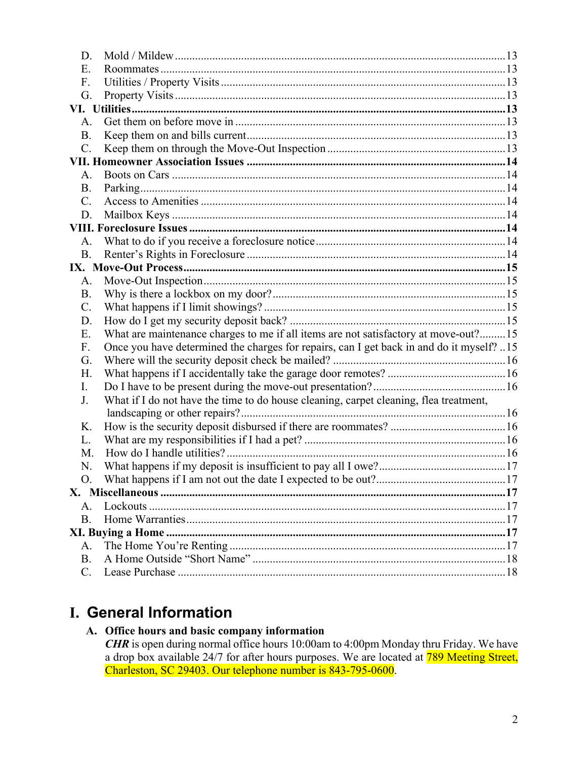D. Mold / Mildew .......... 13
E. Roommates .......... 13
F. Utilities / Property Visits .......... 13
G. Property Visits .......... 13

**VI. Utilities .......... 13**

A. Get them on before move in .......... 13
B. Keep them on and bills current .......... 13
C. Keep them on through the Move-Out Inspection .......... 13

**VII. Homeowner Association Issues .......... 14**

A. Boots on Cars .......... 14
B. Parking .......... 14
C. Access to Amenities .......... 14
D. Mailbox Keys .......... 14

**VIII. Foreclosure Issues .......... 14**

A. What to do if you receive a foreclosure notice .......... 14
B. Renter's Rights in Foreclosure .......... 14

**IX. Move-Out Process .......... 15**

A. Move-Out Inspection .......... 15
B. Why is there a lockbox on my door? .......... 15
C. What happens if I limit showings? .......... 15
D. How do I get my security deposit back? .......... 15
E. What are maintenance charges to me if all items are not satisfactory at move-out? .......... 15
F. Once you have determined the charges for repairs, can I get back in and do it myself? .......... 15
G. Where will the security deposit check be mailed? .......... 16
H. What happens if I accidentally take the garage door remotes? .......... 16
I. Do I have to be present during the move-out presentation? .......... 16
J. What if I do not have the time to do house cleaning, carpet cleaning, flea treatment, landscaping or other repairs? .......... 16
K. How is the security deposit disbursed if there are roommates? .......... 16
L. What are my responsibilities if I had a pet? .......... 16
M. How do I handle utilities? .......... 16
N. What happens if my deposit is insufficient to pay all I owe? .......... 17
O. What happens if I am not out the date I expected to be out? .......... 17

**X. Miscellaneous .......... 17**

A. Lockouts .......... 17
B. Home Warranties .......... 17

**XI. Buying a Home .......... 17**

A. The Home You're Renting .......... 17
B. A Home Outside "Short Name" .......... 18
C. Lease Purchase .......... 18

# I. General Information

### A. Office hours and basic company information

***CHR*** is open during normal office hours 10:00am to 4:00pm Monday thru Friday. We have a drop box available 24/7 for after hours purposes. We are located at 789 Meeting Street, Charleston, SC 29403. Our telephone number is 843-795-0600.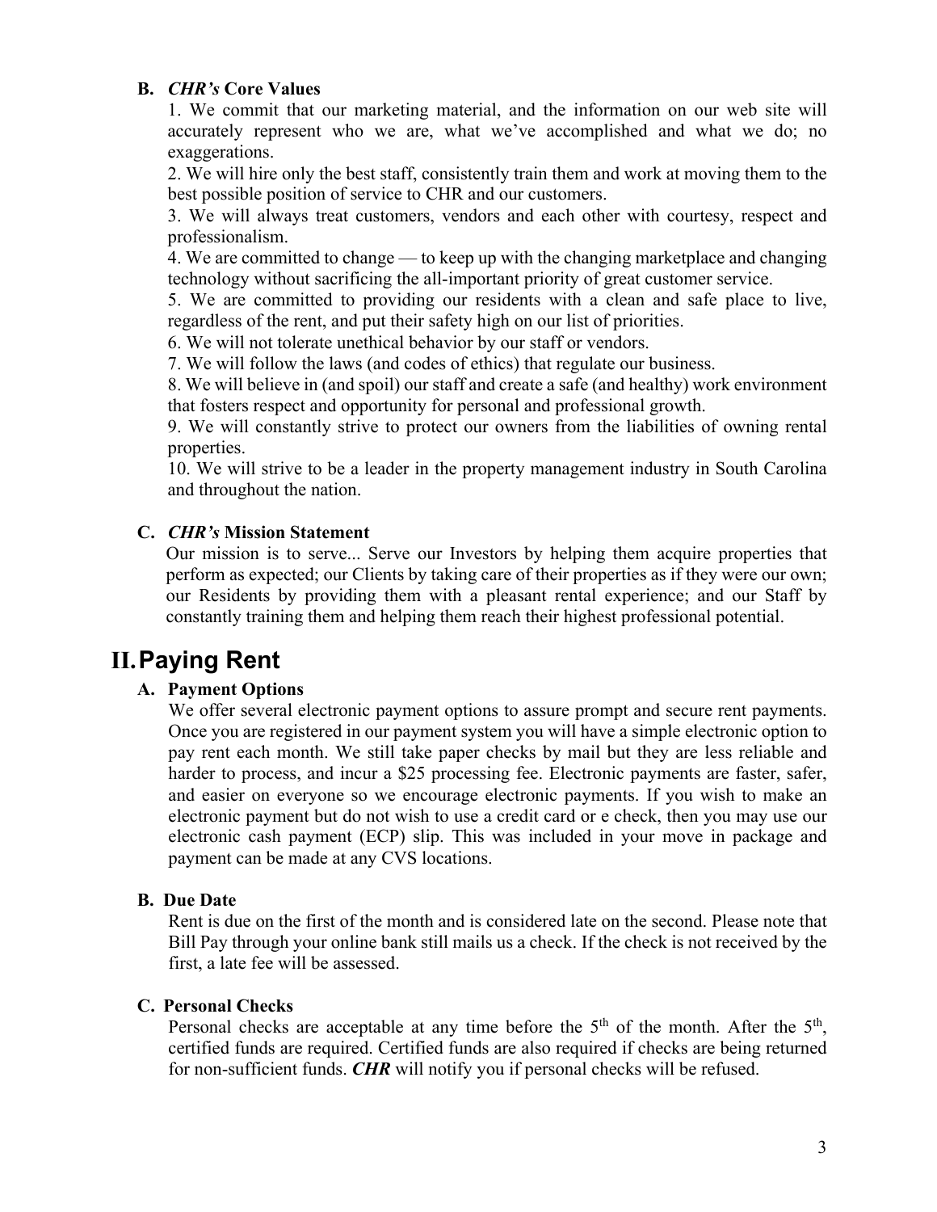### B. *CHR's* Core Values

1. We commit that our marketing material, and the information on our web site will accurately represent who we are, what we've accomplished and what we do; no exaggerations.
2. We will hire only the best staff, consistently train them and work at moving them to the best possible position of service to CHR and our customers.
3. We will always treat customers, vendors and each other with courtesy, respect and professionalism.
4. We are committed to change — to keep up with the changing marketplace and changing technology without sacrificing the all-important priority of great customer service.
5. We are committed to providing our residents with a clean and safe place to live, regardless of the rent, and put their safety high on our list of priorities.
6. We will not tolerate unethical behavior by our staff or vendors.
7. We will follow the laws (and codes of ethics) that regulate our business.
8. We will believe in (and spoil) our staff and create a safe (and healthy) work environment that fosters respect and opportunity for personal and professional growth.
9. We will constantly strive to protect our owners from the liabilities of owning rental properties.
10. We will strive to be a leader in the property management industry in South Carolina and throughout the nation.

### C. *CHR's* Mission Statement

Our mission is to serve... Serve our Investors by helping them acquire properties that perform as expected; our Clients by taking care of their properties as if they were our own; our Residents by providing them with a pleasant rental experience; and our Staff by constantly training them and helping them reach their highest professional potential.

## II. Paying Rent

### A. Payment Options

We offer several electronic payment options to assure prompt and secure rent payments. Once you are registered in our payment system you will have a simple electronic option to pay rent each month. We still take paper checks by mail but they are less reliable and harder to process, and incur a $25 processing fee. Electronic payments are faster, safer, and easier on everyone so we encourage electronic payments. If you wish to make an electronic payment but do not wish to use a credit card or e check, then you may use our electronic cash payment (ECP) slip. This was included in your move in package and payment can be made at any CVS locations.

### B. Due Date

Rent is due on the first of the month and is considered late on the second. Please note that Bill Pay through your online bank still mails us a check. If the check is not received by the first, a late fee will be assessed.

### C. Personal Checks

Personal checks are acceptable at any time before the 5th of the month. After the 5th, certified funds are required. Certified funds are also required if checks are being returned for non-sufficient funds. ***CHR*** will notify you if personal checks will be refused.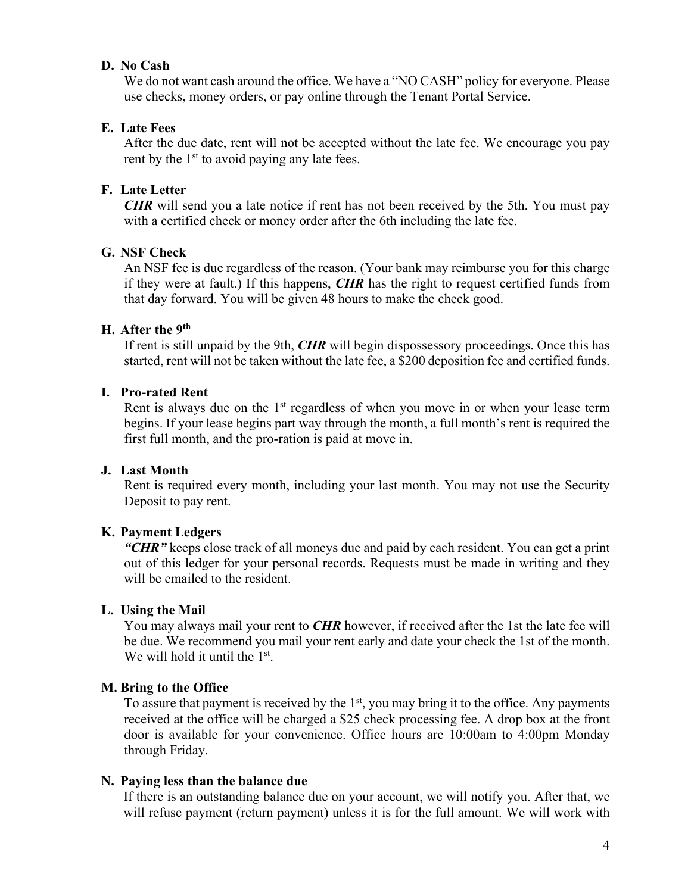### D. No Cash

We do not want cash around the office. We have a "NO CASH" policy for everyone. Please use checks, money orders, or pay online through the Tenant Portal Service.

### E. Late Fees

After the due date, rent will not be accepted without the late fee. We encourage you pay rent by the 1st to avoid paying any late fees.

### F. Late Letter

***CHR*** will send you a late notice if rent has not been received by the 5th. You must pay with a certified check or money order after the 6th including the late fee.

### G. NSF Check

An NSF fee is due regardless of the reason. (Your bank may reimburse you for this charge if they were at fault.) If this happens, ***CHR*** has the right to request certified funds from that day forward. You will be given 48 hours to make the check good.

### H. After the 9th

If rent is still unpaid by the 9th, ***CHR*** will begin dispossessory proceedings. Once this has started, rent will not be taken without the late fee, a $200 deposition fee and certified funds.

### I. Pro-rated Rent

Rent is always due on the 1st regardless of when you move in or when your lease term begins. If your lease begins part way through the month, a full month's rent is required the first full month, and the pro-ration is paid at move in.

### J. Last Month

Rent is required every month, including your last month. You may not use the Security Deposit to pay rent.

### K. Payment Ledgers

***"CHR"*** keeps close track of all moneys due and paid by each resident. You can get a print out of this ledger for your personal records. Requests must be made in writing and they will be emailed to the resident.

### L. Using the Mail

You may always mail your rent to ***CHR*** however, if received after the 1st the late fee will be due. We recommend you mail your rent early and date your check the 1st of the month. We will hold it until the 1st.

### M. Bring to the Office

To assure that payment is received by the 1st, you may bring it to the office. Any payments received at the office will be charged a $25 check processing fee. A drop box at the front door is available for your convenience. Office hours are 10:00am to 4:00pm Monday through Friday.

### N. Paying less than the balance due

If there is an outstanding balance due on your account, we will notify you. After that, we will refuse payment (return payment) unless it is for the full amount. We will work with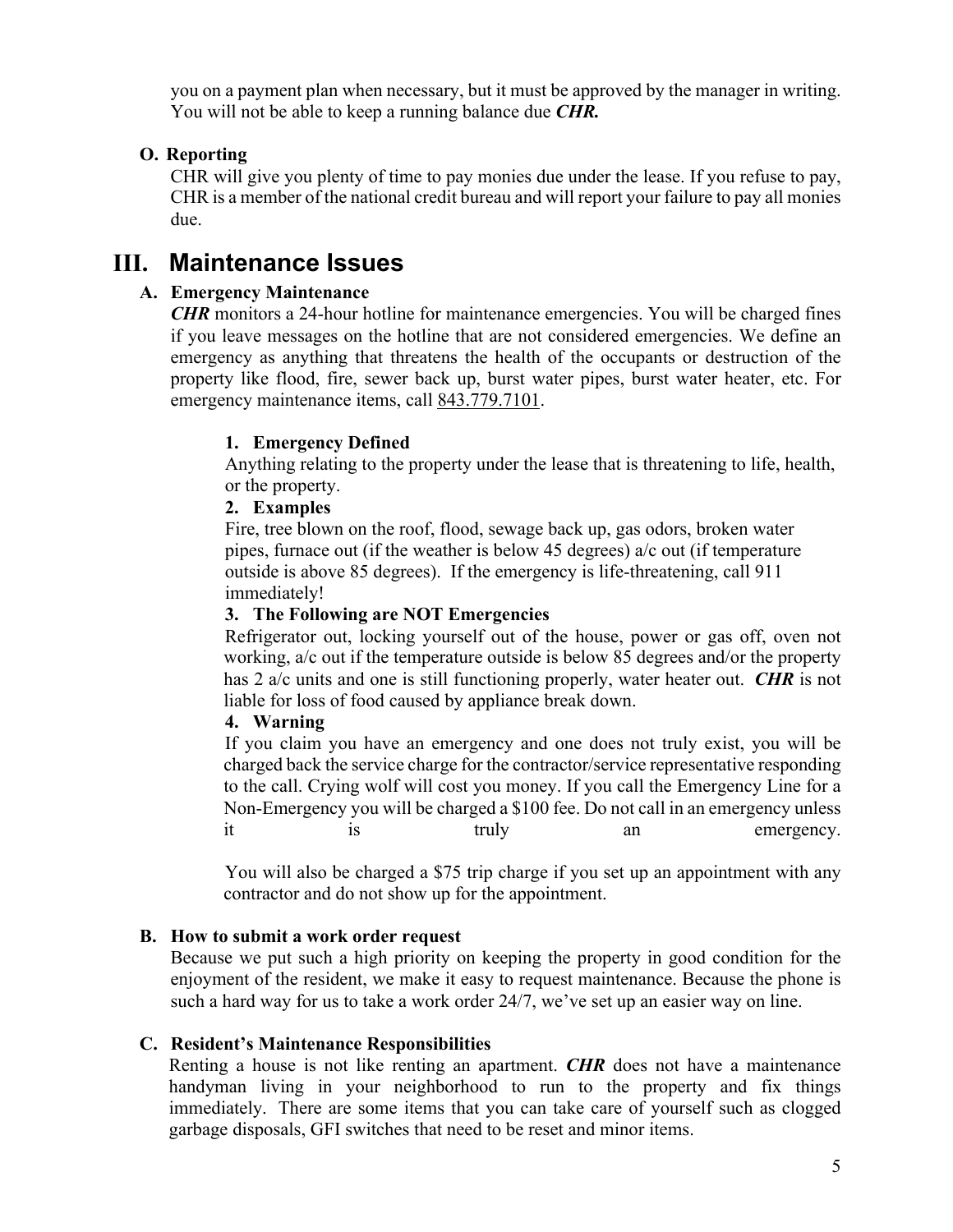you on a payment plan when necessary, but it must be approved by the manager in writing. You will not be able to keep a running balance due ***CHR.***

### O. Reporting

CHR will give you plenty of time to pay monies due under the lease. If you refuse to pay, CHR is a member of the national credit bureau and will report your failure to pay all monies due.

## III. Maintenance Issues

### A. Emergency Maintenance

***CHR*** monitors a 24-hour hotline for maintenance emergencies. You will be charged fines if you leave messages on the hotline that are not considered emergencies. We define an emergency as anything that threatens the health of the occupants or destruction of the property like flood, fire, sewer back up, burst water pipes, burst water heater, etc. For emergency maintenance items, call 843.779.7101.

#### 1. Emergency Defined

Anything relating to the property under the lease that is threatening to life, health, or the property.

#### 2. Examples

Fire, tree blown on the roof, flood, sewage back up, gas odors, broken water pipes, furnace out (if the weather is below 45 degrees) a/c out (if temperature outside is above 85 degrees). If the emergency is life-threatening, call 911 immediately!

#### 3. The Following are NOT Emergencies

Refrigerator out, locking yourself out of the house, power or gas off, oven not working, a/c out if the temperature outside is below 85 degrees and/or the property has 2 a/c units and one is still functioning properly, water heater out. ***CHR*** is not liable for loss of food caused by appliance break down.

#### 4. Warning

If you claim you have an emergency and one does not truly exist, you will be charged back the service charge for the contractor/service representative responding to the call. Crying wolf will cost you money. If you call the Emergency Line for a Non-Emergency you will be charged a $100 fee. Do not call in an emergency unless it is truly an emergency.

You will also be charged a $75 trip charge if you set up an appointment with any contractor and do not show up for the appointment.

### B. How to submit a work order request

Because we put such a high priority on keeping the property in good condition for the enjoyment of the resident, we make it easy to request maintenance. Because the phone is such a hard way for us to take a work order 24/7, we've set up an easier way on line.

### C. Resident's Maintenance Responsibilities

Renting a house is not like renting an apartment. ***CHR*** does not have a maintenance handyman living in your neighborhood to run to the property and fix things immediately. There are some items that you can take care of yourself such as clogged garbage disposals, GFI switches that need to be reset and minor items.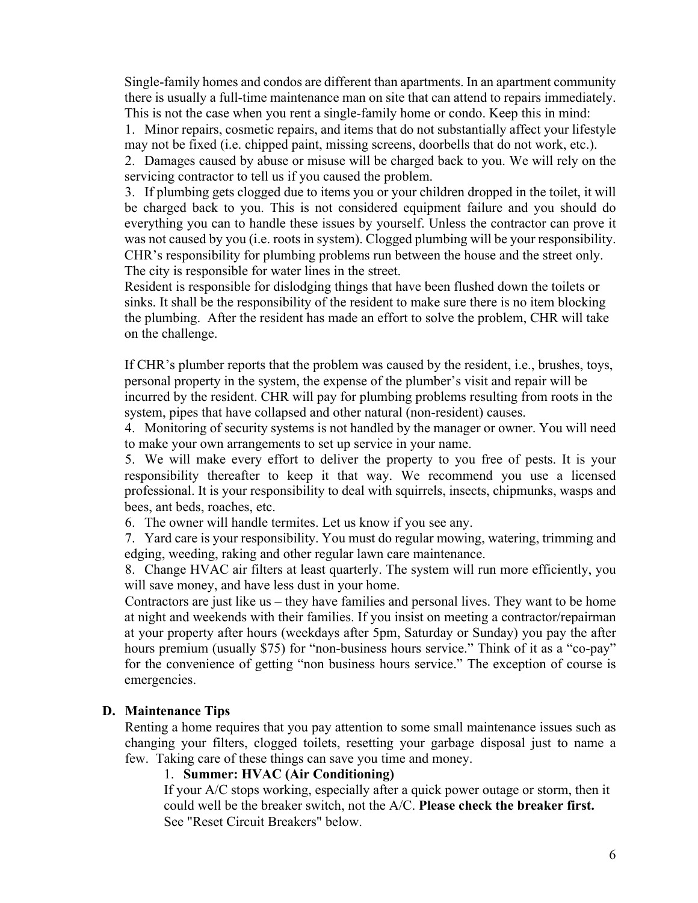Single-family homes and condos are different than apartments. In an apartment community there is usually a full-time maintenance man on site that can attend to repairs immediately. This is not the case when you rent a single-family home or condo. Keep this in mind:

1. Minor repairs, cosmetic repairs, and items that do not substantially affect your lifestyle may not be fixed (i.e. chipped paint, missing screens, doorbells that do not work, etc.).
2. Damages caused by abuse or misuse will be charged back to you. We will rely on the servicing contractor to tell us if you caused the problem.
3. If plumbing gets clogged due to items you or your children dropped in the toilet, it will be charged back to you. This is not considered equipment failure and you should do everything you can to handle these issues by yourself. Unless the contractor can prove it was not caused by you (i.e. roots in system). Clogged plumbing will be your responsibility. CHR's responsibility for plumbing problems run between the house and the street only. The city is responsible for water lines in the street.
   Resident is responsible for dislodging things that have been flushed down the toilets or sinks. It shall be the responsibility of the resident to make sure there is no item blocking the plumbing. After the resident has made an effort to solve the problem, CHR will take on the challenge.

   If CHR's plumber reports that the problem was caused by the resident, i.e., brushes, toys, personal property in the system, the expense of the plumber's visit and repair will be incurred by the resident. CHR will pay for plumbing problems resulting from roots in the system, pipes that have collapsed and other natural (non-resident) causes.
4. Monitoring of security systems is not handled by the manager or owner. You will need to make your own arrangements to set up service in your name.
5. We will make every effort to deliver the property to you free of pests. It is your responsibility thereafter to keep it that way. We recommend you use a licensed professional. It is your responsibility to deal with squirrels, insects, chipmunks, wasps and bees, ant beds, roaches, etc.
6. The owner will handle termites. Let us know if you see any.
7. Yard care is your responsibility. You must do regular mowing, watering, trimming and edging, weeding, raking and other regular lawn care maintenance.
8. Change HVAC air filters at least quarterly. The system will run more efficiently, you will save money, and have less dust in your home.

Contractors are just like us – they have families and personal lives. They want to be home at night and weekends with their families. If you insist on meeting a contractor/repairman at your property after hours (weekdays after 5pm, Saturday or Sunday) you pay the after hours premium (usually $75) for "non-business hours service." Think of it as a "co-pay" for the convenience of getting "non business hours service." The exception of course is emergencies.

### D. Maintenance Tips

Renting a home requires that you pay attention to some small maintenance issues such as changing your filters, clogged toilets, resetting your garbage disposal just to name a few. Taking care of these things can save you time and money.

1. **Summer: HVAC (Air Conditioning)**

   If your A/C stops working, especially after a quick power outage or storm, then it could well be the breaker switch, not the A/C. **Please check the breaker first.** See "Reset Circuit Breakers" below.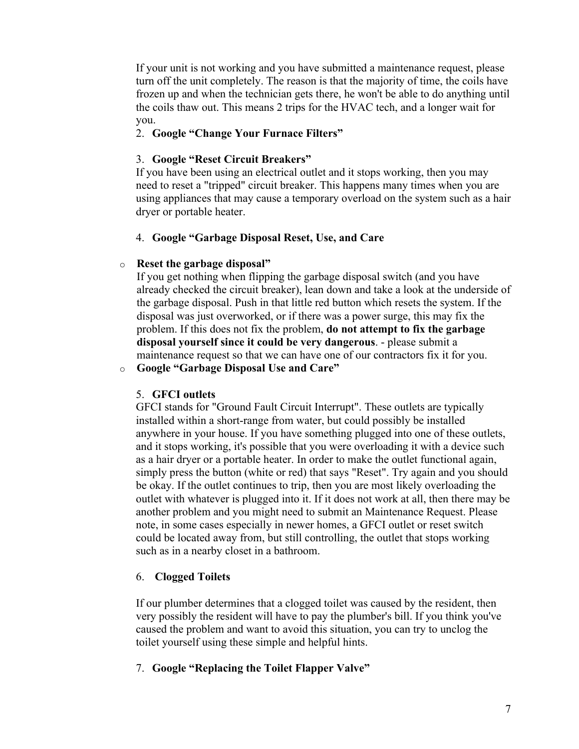If your unit is not working and you have submitted a maintenance request, please turn off the unit completely. The reason is that the majority of time, the coils have frozen up and when the technician gets there, he won't be able to do anything until the coils thaw out. This means 2 trips for the HVAC tech, and a longer wait for you.

2. **Google "Change Your Furnace Filters"**

3. **Google "Reset Circuit Breakers"**

If you have been using an electrical outlet and it stops working, then you may need to reset a "tripped" circuit breaker. This happens many times when you are using appliances that may cause a temporary overload on the system such as a hair dryer or portable heater.

4. **Google "Garbage Disposal Reset, Use, and Care**

- **Reset the garbage disposal"**

  If you get nothing when flipping the garbage disposal switch (and you have already checked the circuit breaker), lean down and take a look at the underside of the garbage disposal. Push in that little red button which resets the system. If the disposal was just overworked, or if there was a power surge, this may fix the problem. If this does not fix the problem, **do not attempt to fix the garbage disposal yourself since it could be very dangerous**. - please submit a maintenance request so that we can have one of our contractors fix it for you.
- **Google "Garbage Disposal Use and Care"**

5. **GFCI outlets**

GFCI stands for "Ground Fault Circuit Interrupt". These outlets are typically installed within a short-range from water, but could possibly be installed anywhere in your house. If you have something plugged into one of these outlets, and it stops working, it's possible that you were overloading it with a device such as a hair dryer or a portable heater. In order to make the outlet functional again, simply press the button (white or red) that says "Reset". Try again and you should be okay. If the outlet continues to trip, then you are most likely overloading the outlet with whatever is plugged into it. If it does not work at all, then there may be another problem and you might need to submit an Maintenance Request. Please note, in some cases especially in newer homes, a GFCI outlet or reset switch could be located away from, but still controlling, the outlet that stops working such as in a nearby closet in a bathroom.

6. **Clogged Toilets**

If our plumber determines that a clogged toilet was caused by the resident, then very possibly the resident will have to pay the plumber's bill. If you think you've caused the problem and want to avoid this situation, you can try to unclog the toilet yourself using these simple and helpful hints.

7. **Google "Replacing the Toilet Flapper Valve"**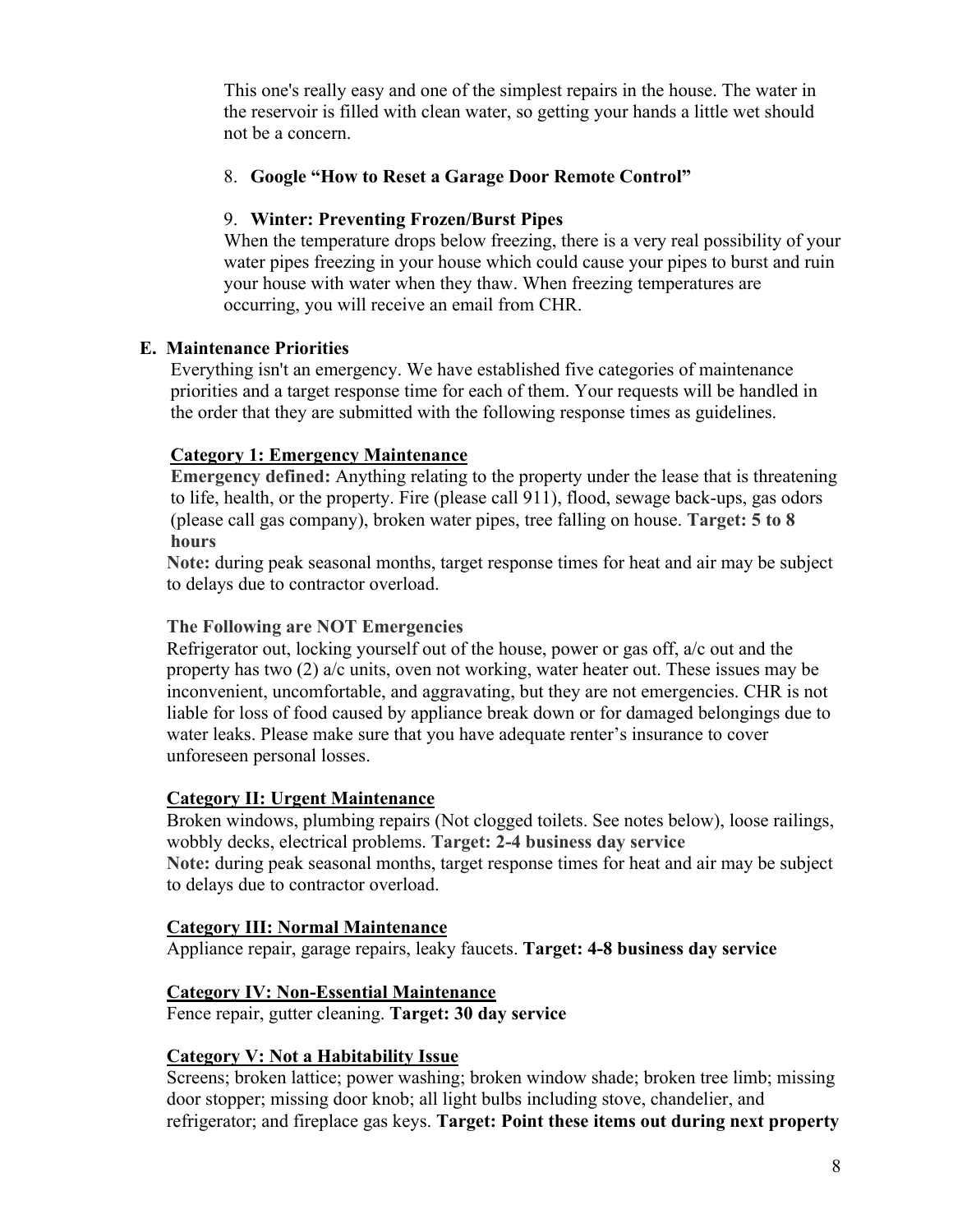This one's really easy and one of the simplest repairs in the house. The water in the reservoir is filled with clean water, so getting your hands a little wet should not be a concern.

8. **Google "How to Reset a Garage Door Remote Control"**

9. **Winter: Preventing Frozen/Burst Pipes**
When the temperature drops below freezing, there is a very real possibility of your water pipes freezing in your house which could cause your pipes to burst and ruin your house with water when they thaw. When freezing temperatures are occurring, you will receive an email from CHR.

## E. Maintenance Priorities

Everything isn't an emergency. We have established five categories of maintenance priorities and a target response time for each of them. Your requests will be handled in the order that they are submitted with the following response times as guidelines.

**Category 1: Emergency Maintenance**

**Emergency defined:** Anything relating to the property under the lease that is threatening to life, health, or the property. Fire (please call 911), flood, sewage back-ups, gas odors (please call gas company), broken water pipes, tree falling on house. **Target: 5 to 8 hours**

**Note:** during peak seasonal months, target response times for heat and air may be subject to delays due to contractor overload.

**The Following are NOT Emergencies**

Refrigerator out, locking yourself out of the house, power or gas off, a/c out and the property has two (2) a/c units, oven not working, water heater out. These issues may be inconvenient, uncomfortable, and aggravating, but they are not emergencies. CHR is not liable for loss of food caused by appliance break down or for damaged belongings due to water leaks. Please make sure that you have adequate renter's insurance to cover unforeseen personal losses.

**Category II: Urgent Maintenance**

Broken windows, plumbing repairs (Not clogged toilets. See notes below), loose railings, wobbly decks, electrical problems. **Target: 2-4 business day service**

**Note:** during peak seasonal months, target response times for heat and air may be subject to delays due to contractor overload.

**Category III: Normal Maintenance**

Appliance repair, garage repairs, leaky faucets. **Target: 4-8 business day service**

**Category IV: Non-Essential Maintenance**

Fence repair, gutter cleaning. **Target: 30 day service**

**Category V: Not a Habitability Issue**

Screens; broken lattice; power washing; broken window shade; broken tree limb; missing door stopper; missing door knob; all light bulbs including stove, chandelier, and refrigerator; and fireplace gas keys. **Target: Point these items out during next property**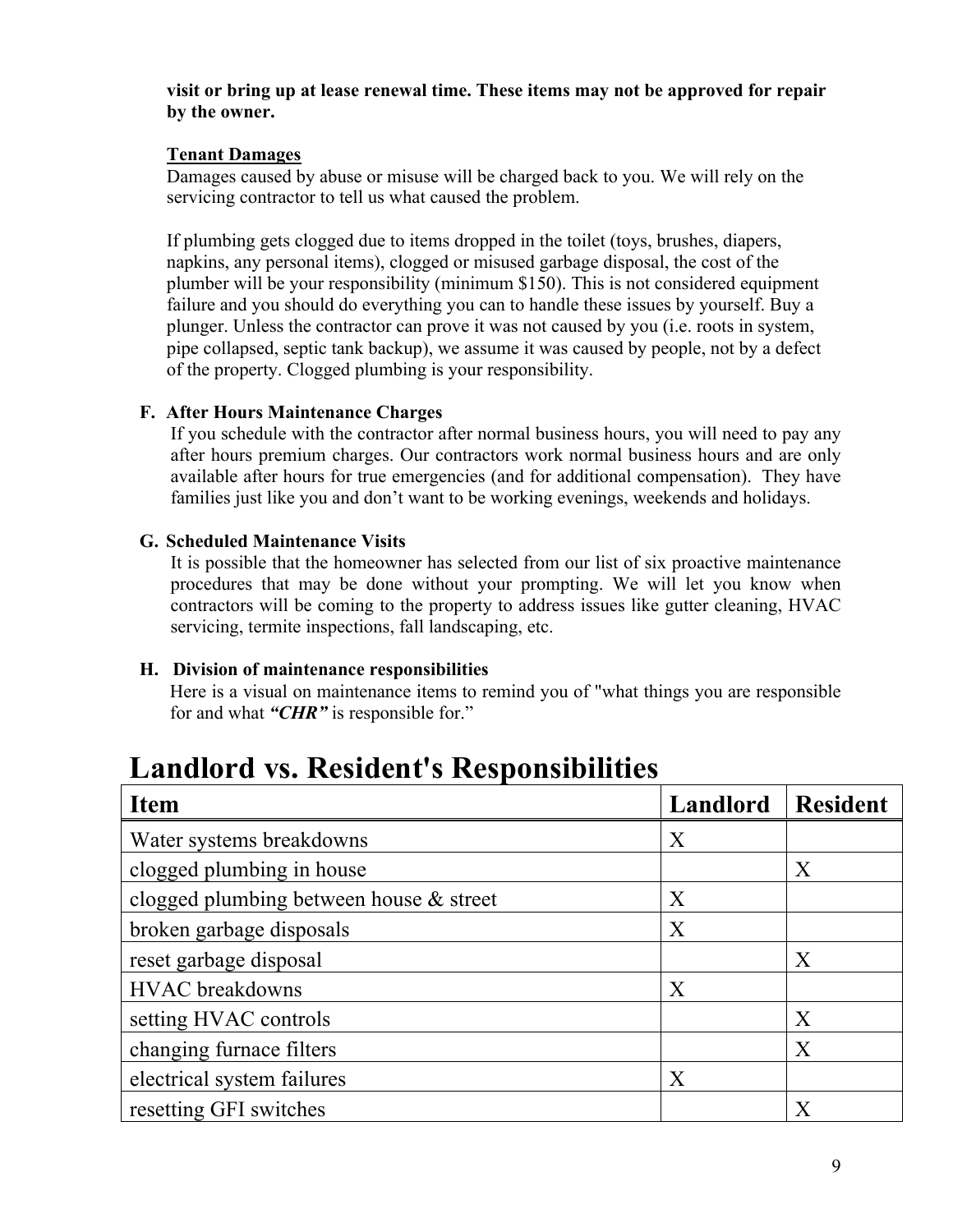**visit or bring up at lease renewal time. These items may not be approved for repair by the owner.**

**Tenant Damages**

Damages caused by abuse or misuse will be charged back to you. We will rely on the servicing contractor to tell us what caused the problem.

If plumbing gets clogged due to items dropped in the toilet (toys, brushes, diapers, napkins, any personal items), clogged or misused garbage disposal, the cost of the plumber will be your responsibility (minimum $150). This is not considered equipment failure and you should do everything you can to handle these issues by yourself. Buy a plunger. Unless the contractor can prove it was not caused by you (i.e. roots in system, pipe collapsed, septic tank backup), we assume it was caused by people, not by a defect of the property. Clogged plumbing is your responsibility.

**F. After Hours Maintenance Charges**

If you schedule with the contractor after normal business hours, you will need to pay any after hours premium charges. Our contractors work normal business hours and are only available after hours for true emergencies (and for additional compensation). They have families just like you and don't want to be working evenings, weekends and holidays.

**G. Scheduled Maintenance Visits**

It is possible that the homeowner has selected from our list of six proactive maintenance procedures that may be done without your prompting. We will let you know when contractors will be coming to the property to address issues like gutter cleaning, HVAC servicing, termite inspections, fall landscaping, etc.

**H. Division of maintenance responsibilities**

Here is a visual on maintenance items to remind you of "what things you are responsible for and what ***"CHR"*** is responsible for."

# Landlord vs. Resident's Responsibilities

| Item | Landlord | Resident |
|---|---|---|
| Water systems breakdowns | X | |
| clogged plumbing in house | | X |
| clogged plumbing between house & street | X | |
| broken garbage disposals | X | |
| reset garbage disposal | | X |
| HVAC breakdowns | X | |
| setting HVAC controls | | X |
| changing furnace filters | | X |
| electrical system failures | X | |
| resetting GFI switches | | X |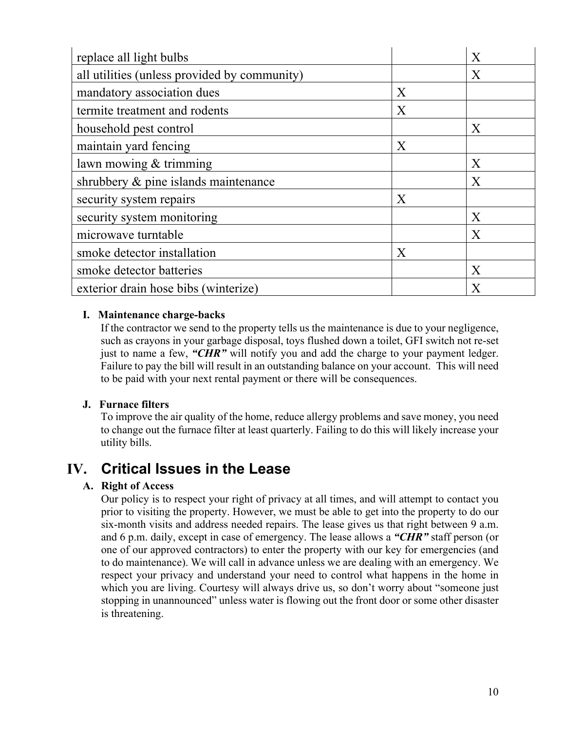| | | |
|---|---|---|
| replace all light bulbs | | X |
| all utilities (unless provided by community) | | X |
| mandatory association dues | X | |
| termite treatment and rodents | X | |
| household pest control | | X |
| maintain yard fencing | X | |
| lawn mowing & trimming | | X |
| shrubbery & pine islands maintenance | | X |
| security system repairs | X | |
| security system monitoring | | X |
| microwave turntable | | X |
| smoke detector installation | X | |
| smoke detector batteries | | X |
| exterior drain hose bibs (winterize) | | X |

**I. Maintenance charge-backs**

If the contractor we send to the property tells us the maintenance is due to your negligence, such as crayons in your garbage disposal, toys flushed down a toilet, GFI switch not re-set just to name a few, ***"CHR"*** will notify you and add the charge to your payment ledger. Failure to pay the bill will result in an outstanding balance on your account. This will need to be paid with your next rental payment or there will be consequences.

**J. Furnace filters**

To improve the air quality of the home, reduce allergy problems and save money, you need to change out the furnace filter at least quarterly. Failing to do this will likely increase your utility bills.

## IV. Critical Issues in the Lease

**A. Right of Access**

Our policy is to respect your right of privacy at all times, and will attempt to contact you prior to visiting the property. However, we must be able to get into the property to do our six-month visits and address needed repairs. The lease gives us that right between 9 a.m. and 6 p.m. daily, except in case of emergency. The lease allows a ***"CHR"*** staff person (or one of our approved contractors) to enter the property with our key for emergencies (and to do maintenance). We will call in advance unless we are dealing with an emergency. We respect your privacy and understand your need to control what happens in the home in which you are living. Courtesy will always drive us, so don't worry about "someone just stopping in unannounced" unless water is flowing out the front door or some other disaster is threatening.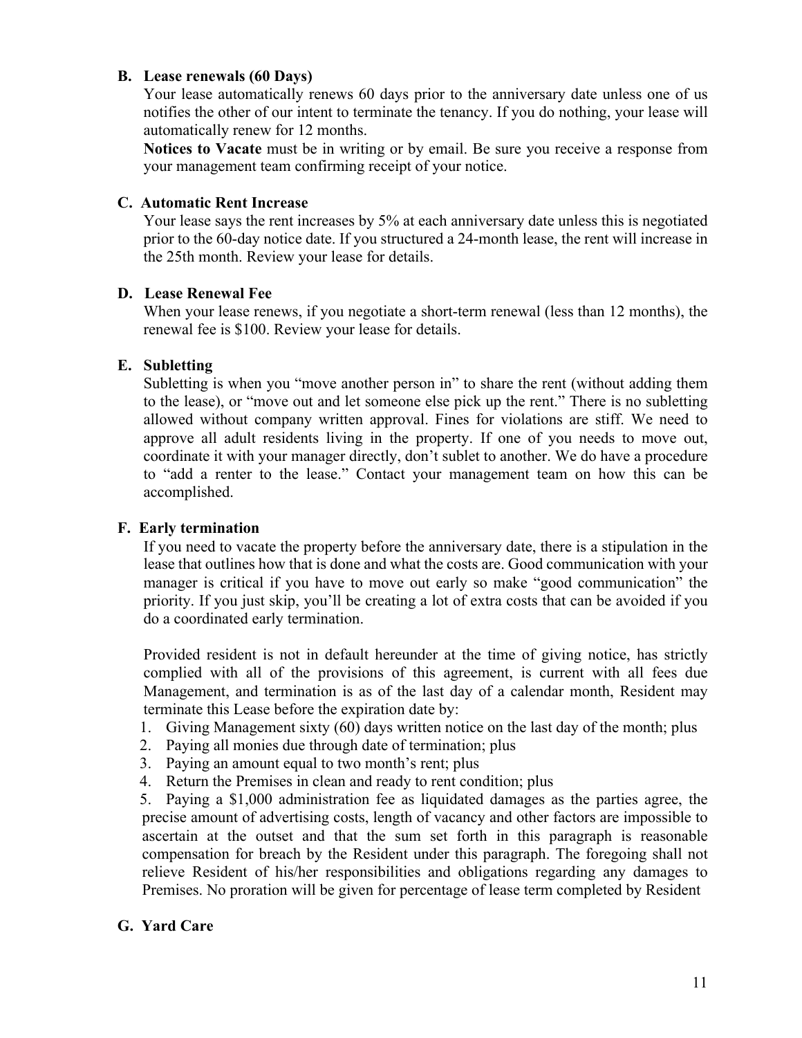### B. Lease renewals (60 Days)

Your lease automatically renews 60 days prior to the anniversary date unless one of us notifies the other of our intent to terminate the tenancy. If you do nothing, your lease will automatically renew for 12 months.

**Notices to Vacate** must be in writing or by email. Be sure you receive a response from your management team confirming receipt of your notice.

### C. Automatic Rent Increase

Your lease says the rent increases by 5% at each anniversary date unless this is negotiated prior to the 60-day notice date. If you structured a 24-month lease, the rent will increase in the 25th month. Review your lease for details.

### D. Lease Renewal Fee

When your lease renews, if you negotiate a short-term renewal (less than 12 months), the renewal fee is $100. Review your lease for details.

### E. Subletting

Subletting is when you "move another person in" to share the rent (without adding them to the lease), or "move out and let someone else pick up the rent." There is no subletting allowed without company written approval. Fines for violations are stiff. We need to approve all adult residents living in the property. If one of you needs to move out, coordinate it with your manager directly, don't sublet to another. We do have a procedure to "add a renter to the lease." Contact your management team on how this can be accomplished.

### F. Early termination

If you need to vacate the property before the anniversary date, there is a stipulation in the lease that outlines how that is done and what the costs are. Good communication with your manager is critical if you have to move out early so make "good communication" the priority. If you just skip, you'll be creating a lot of extra costs that can be avoided if you do a coordinated early termination.

Provided resident is not in default hereunder at the time of giving notice, has strictly complied with all of the provisions of this agreement, is current with all fees due Management, and termination is as of the last day of a calendar month, Resident may terminate this Lease before the expiration date by:

1. Giving Management sixty (60) days written notice on the last day of the month; plus
2. Paying all monies due through date of termination; plus
3. Paying an amount equal to two month's rent; plus
4. Return the Premises in clean and ready to rent condition; plus
5. Paying a $1,000 administration fee as liquidated damages as the parties agree, the precise amount of advertising costs, length of vacancy and other factors are impossible to ascertain at the outset and that the sum set forth in this paragraph is reasonable compensation for breach by the Resident under this paragraph. The foregoing shall not relieve Resident of his/her responsibilities and obligations regarding any damages to Premises. No proration will be given for percentage of lease term completed by Resident

### G. Yard Care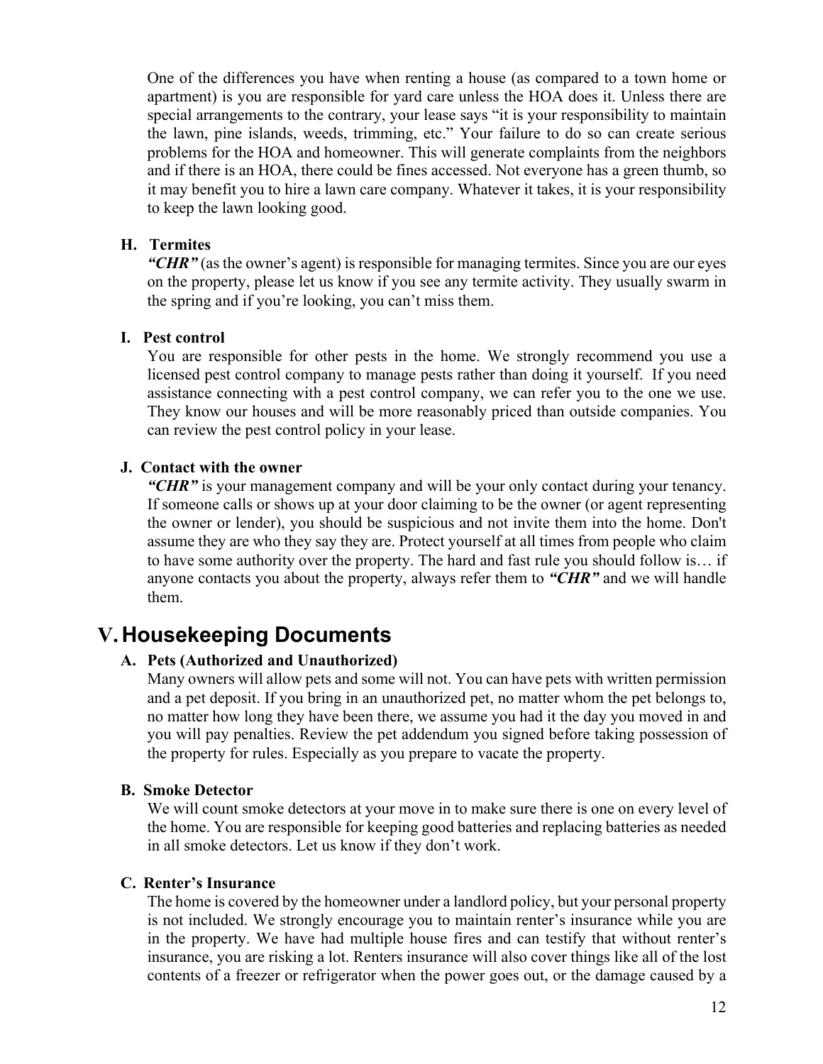One of the differences you have when renting a house (as compared to a town home or apartment) is you are responsible for yard care unless the HOA does it. Unless there are special arrangements to the contrary, your lease says "it is your responsibility to maintain the lawn, pine islands, weeds, trimming, etc." Your failure to do so can create serious problems for the HOA and homeowner. This will generate complaints from the neighbors and if there is an HOA, there could be fines accessed. Not everyone has a green thumb, so it may benefit you to hire a lawn care company. Whatever it takes, it is your responsibility to keep the lawn looking good.

### H. Termites

***"CHR"*** (as the owner's agent) is responsible for managing termites. Since you are our eyes on the property, please let us know if you see any termite activity. They usually swarm in the spring and if you're looking, you can't miss them.

### I. Pest control

You are responsible for other pests in the home. We strongly recommend you use a licensed pest control company to manage pests rather than doing it yourself. If you need assistance connecting with a pest control company, we can refer you to the one we use. They know our houses and will be more reasonably priced than outside companies. You can review the pest control policy in your lease.

### J. Contact with the owner

***"CHR"*** is your management company and will be your only contact during your tenancy. If someone calls or shows up at your door claiming to be the owner (or agent representing the owner or lender), you should be suspicious and not invite them into the home. Don't assume they are who they say they are. Protect yourself at all times from people who claim to have some authority over the property. The hard and fast rule you should follow is… if anyone contacts you about the property, always refer them to ***"CHR"*** and we will handle them.

## V. Housekeeping Documents

### A. Pets (Authorized and Unauthorized)

Many owners will allow pets and some will not. You can have pets with written permission and a pet deposit. If you bring in an unauthorized pet, no matter whom the pet belongs to, no matter how long they have been there, we assume you had it the day you moved in and you will pay penalties. Review the pet addendum you signed before taking possession of the property for rules. Especially as you prepare to vacate the property.

### B. Smoke Detector

We will count smoke detectors at your move in to make sure there is one on every level of the home. You are responsible for keeping good batteries and replacing batteries as needed in all smoke detectors. Let us know if they don't work.

### C. Renter's Insurance

The home is covered by the homeowner under a landlord policy, but your personal property is not included. We strongly encourage you to maintain renter's insurance while you are in the property. We have had multiple house fires and can testify that without renter's insurance, you are risking a lot. Renters insurance will also cover things like all of the lost contents of a freezer or refrigerator when the power goes out, or the damage caused by a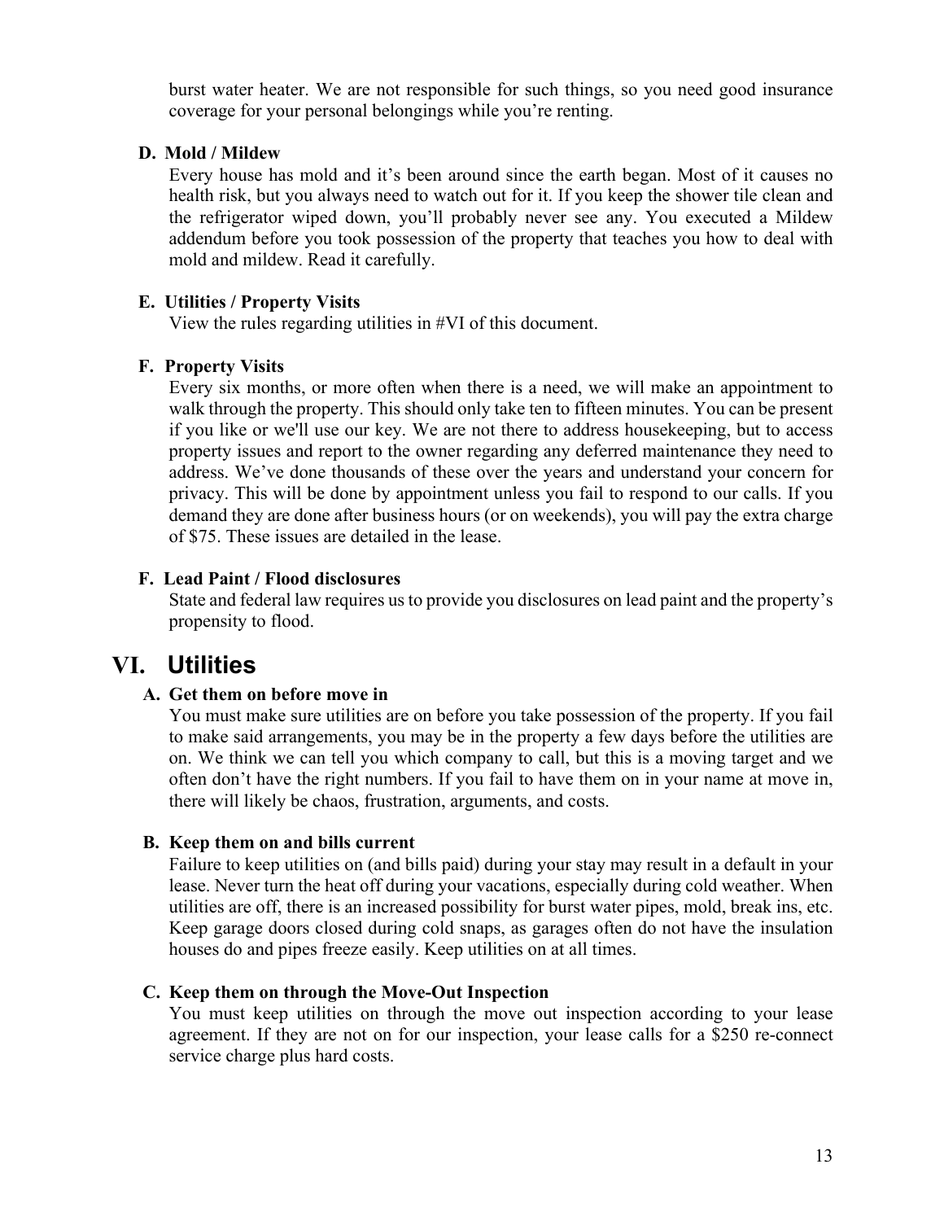burst water heater. We are not responsible for such things, so you need good insurance coverage for your personal belongings while you're renting.

**D. Mold / Mildew**

Every house has mold and it's been around since the earth began. Most of it causes no health risk, but you always need to watch out for it. If you keep the shower tile clean and the refrigerator wiped down, you'll probably never see any. You executed a Mildew addendum before you took possession of the property that teaches you how to deal with mold and mildew. Read it carefully.

**E. Utilities / Property Visits**

View the rules regarding utilities in #VI of this document.

**F. Property Visits**

Every six months, or more often when there is a need, we will make an appointment to walk through the property. This should only take ten to fifteen minutes. You can be present if you like or we'll use our key. We are not there to address housekeeping, but to access property issues and report to the owner regarding any deferred maintenance they need to address. We've done thousands of these over the years and understand your concern for privacy. This will be done by appointment unless you fail to respond to our calls. If you demand they are done after business hours (or on weekends), you will pay the extra charge of $75. These issues are detailed in the lease.

**F. Lead Paint / Flood disclosures**

State and federal law requires us to provide you disclosures on lead paint and the property's propensity to flood.

## VI. Utilities

**A. Get them on before move in**

You must make sure utilities are on before you take possession of the property. If you fail to make said arrangements, you may be in the property a few days before the utilities are on. We think we can tell you which company to call, but this is a moving target and we often don't have the right numbers. If you fail to have them on in your name at move in, there will likely be chaos, frustration, arguments, and costs.

**B. Keep them on and bills current**

Failure to keep utilities on (and bills paid) during your stay may result in a default in your lease. Never turn the heat off during your vacations, especially during cold weather. When utilities are off, there is an increased possibility for burst water pipes, mold, break ins, etc. Keep garage doors closed during cold snaps, as garages often do not have the insulation houses do and pipes freeze easily. Keep utilities on at all times.

**C. Keep them on through the Move-Out Inspection**

You must keep utilities on through the move out inspection according to your lease agreement. If they are not on for our inspection, your lease calls for a $250 re-connect service charge plus hard costs.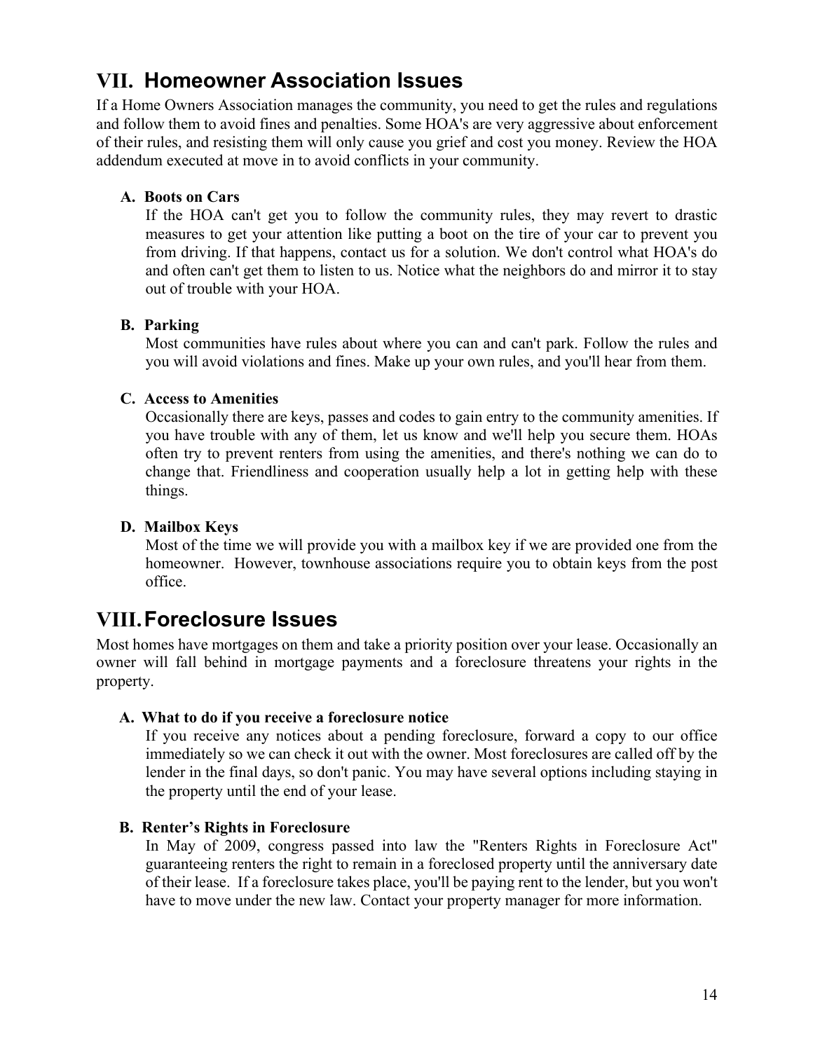## VII. Homeowner Association Issues

If a Home Owners Association manages the community, you need to get the rules and regulations and follow them to avoid fines and penalties. Some HOA's are very aggressive about enforcement of their rules, and resisting them will only cause you grief and cost you money. Review the HOA addendum executed at move in to avoid conflicts in your community.

### A. Boots on Cars

If the HOA can't get you to follow the community rules, they may revert to drastic measures to get your attention like putting a boot on the tire of your car to prevent you from driving. If that happens, contact us for a solution. We don't control what HOA's do and often can't get them to listen to us. Notice what the neighbors do and mirror it to stay out of trouble with your HOA.

### B. Parking

Most communities have rules about where you can and can't park. Follow the rules and you will avoid violations and fines. Make up your own rules, and you'll hear from them.

### C. Access to Amenities

Occasionally there are keys, passes and codes to gain entry to the community amenities. If you have trouble with any of them, let us know and we'll help you secure them. HOAs often try to prevent renters from using the amenities, and there's nothing we can do to change that. Friendliness and cooperation usually help a lot in getting help with these things.

### D. Mailbox Keys

Most of the time we will provide you with a mailbox key if we are provided one from the homeowner. However, townhouse associations require you to obtain keys from the post office.

## VIII. Foreclosure Issues

Most homes have mortgages on them and take a priority position over your lease. Occasionally an owner will fall behind in mortgage payments and a foreclosure threatens your rights in the property.

### A. What to do if you receive a foreclosure notice

If you receive any notices about a pending foreclosure, forward a copy to our office immediately so we can check it out with the owner. Most foreclosures are called off by the lender in the final days, so don't panic. You may have several options including staying in the property until the end of your lease.

### B. Renter's Rights in Foreclosure

In May of 2009, congress passed into law the "Renters Rights in Foreclosure Act" guaranteeing renters the right to remain in a foreclosed property until the anniversary date of their lease. If a foreclosure takes place, you'll be paying rent to the lender, but you won't have to move under the new law. Contact your property manager for more information.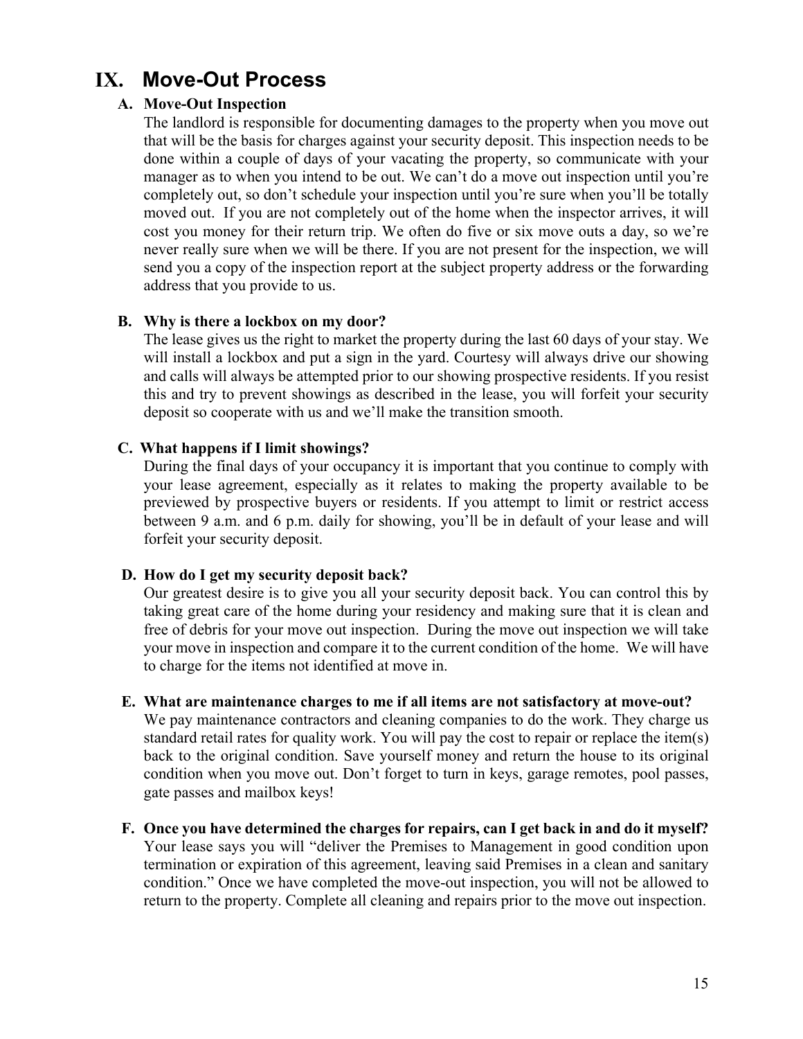# IX. Move-Out Process

### A. Move-Out Inspection

The landlord is responsible for documenting damages to the property when you move out that will be the basis for charges against your security deposit. This inspection needs to be done within a couple of days of your vacating the property, so communicate with your manager as to when you intend to be out. We can't do a move out inspection until you're completely out, so don't schedule your inspection until you're sure when you'll be totally moved out. If you are not completely out of the home when the inspector arrives, it will cost you money for their return trip. We often do five or six move outs a day, so we're never really sure when we will be there. If you are not present for the inspection, we will send you a copy of the inspection report at the subject property address or the forwarding address that you provide to us.

### B. Why is there a lockbox on my door?

The lease gives us the right to market the property during the last 60 days of your stay. We will install a lockbox and put a sign in the yard. Courtesy will always drive our showing and calls will always be attempted prior to our showing prospective residents. If you resist this and try to prevent showings as described in the lease, you will forfeit your security deposit so cooperate with us and we'll make the transition smooth.

### C. What happens if I limit showings?

During the final days of your occupancy it is important that you continue to comply with your lease agreement, especially as it relates to making the property available to be previewed by prospective buyers or residents. If you attempt to limit or restrict access between 9 a.m. and 6 p.m. daily for showing, you'll be in default of your lease and will forfeit your security deposit.

### D. How do I get my security deposit back?

Our greatest desire is to give you all your security deposit back. You can control this by taking great care of the home during your residency and making sure that it is clean and free of debris for your move out inspection. During the move out inspection we will take your move in inspection and compare it to the current condition of the home. We will have to charge for the items not identified at move in.

### E. What are maintenance charges to me if all items are not satisfactory at move-out?

We pay maintenance contractors and cleaning companies to do the work. They charge us standard retail rates for quality work. You will pay the cost to repair or replace the item(s) back to the original condition. Save yourself money and return the house to its original condition when you move out. Don't forget to turn in keys, garage remotes, pool passes, gate passes and mailbox keys!

### F. Once you have determined the charges for repairs, can I get back in and do it myself?

Your lease says you will "deliver the Premises to Management in good condition upon termination or expiration of this agreement, leaving said Premises in a clean and sanitary condition." Once we have completed the move-out inspection, you will not be allowed to return to the property. Complete all cleaning and repairs prior to the move out inspection.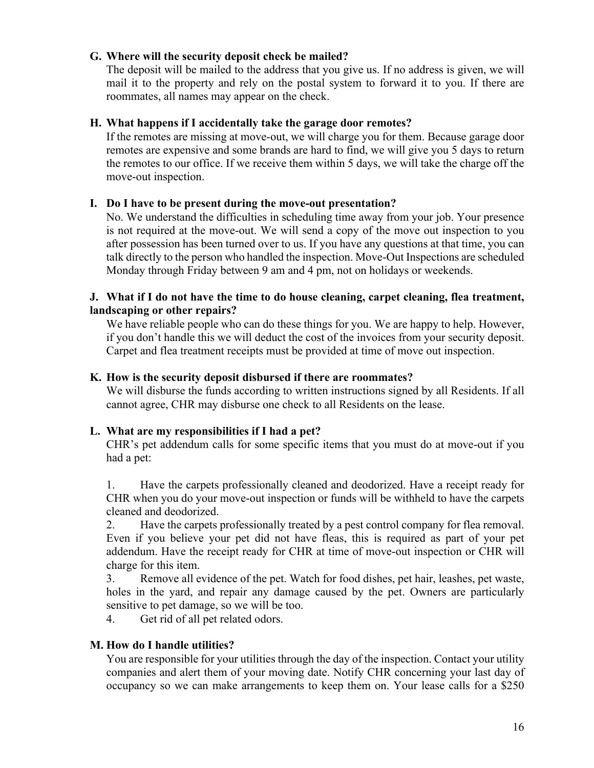### G. Where will the security deposit check be mailed?

The deposit will be mailed to the address that you give us. If no address is given, we will mail it to the property and rely on the postal system to forward it to you. If there are roommates, all names may appear on the check.

### H. What happens if I accidentally take the garage door remotes?

If the remotes are missing at move-out, we will charge you for them. Because garage door remotes are expensive and some brands are hard to find, we will give you 5 days to return the remotes to our office. If we receive them within 5 days, we will take the charge off the move-out inspection.

### I. Do I have to be present during the move-out presentation?

No. We understand the difficulties in scheduling time away from your job. Your presence is not required at the move-out. We will send a copy of the move out inspection to you after possession has been turned over to us. If you have any questions at that time, you can talk directly to the person who handled the inspection. Move-Out Inspections are scheduled Monday through Friday between 9 am and 4 pm, not on holidays or weekends.

### J. What if I do not have the time to do house cleaning, carpet cleaning, flea treatment, landscaping or other repairs?

We have reliable people who can do these things for you. We are happy to help. However, if you don't handle this we will deduct the cost of the invoices from your security deposit. Carpet and flea treatment receipts must be provided at time of move out inspection.

### K. How is the security deposit disbursed if there are roommates?

We will disburse the funds according to written instructions signed by all Residents. If all cannot agree, CHR may disburse one check to all Residents on the lease.

### L. What are my responsibilities if I had a pet?

CHR's pet addendum calls for some specific items that you must do at move-out if you had a pet:

1. Have the carpets professionally cleaned and deodorized. Have a receipt ready for CHR when you do your move-out inspection or funds will be withheld to have the carpets cleaned and deodorized.
2. Have the carpets professionally treated by a pest control company for flea removal. Even if you believe your pet did not have fleas, this is required as part of your pet addendum. Have the receipt ready for CHR at time of move-out inspection or CHR will charge for this item.
3. Remove all evidence of the pet. Watch for food dishes, pet hair, leashes, pet waste, holes in the yard, and repair any damage caused by the pet. Owners are particularly sensitive to pet damage, so we will be too.
4. Get rid of all pet related odors.

### M. How do I handle utilities?

You are responsible for your utilities through the day of the inspection. Contact your utility companies and alert them of your moving date. Notify CHR concerning your last day of occupancy so we can make arrangements to keep them on. Your lease calls for a $250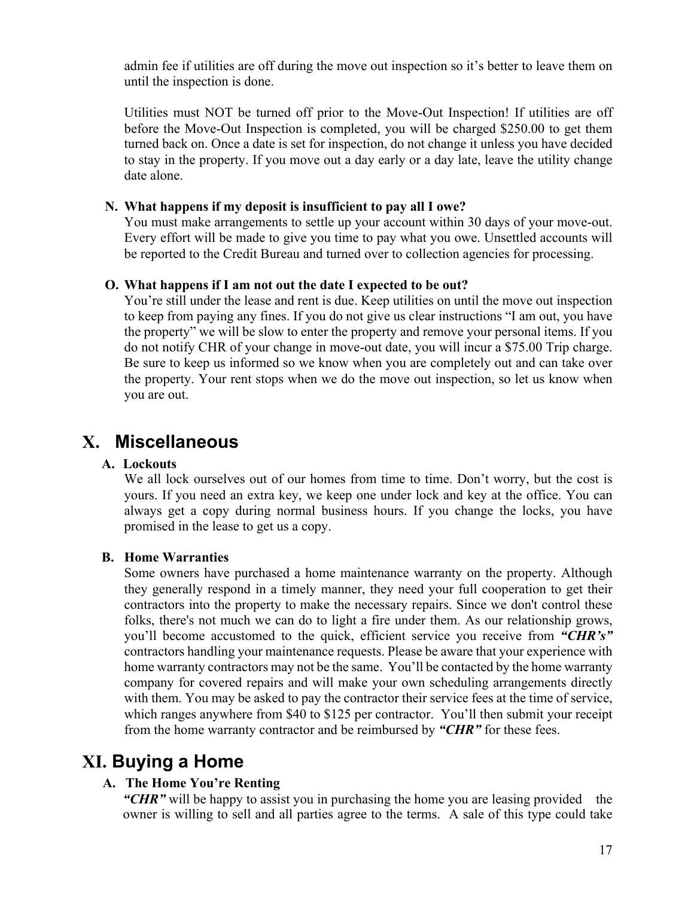admin fee if utilities are off during the move out inspection so it's better to leave them on until the inspection is done.

Utilities must NOT be turned off prior to the Move-Out Inspection! If utilities are off before the Move-Out Inspection is completed, you will be charged $250.00 to get them turned back on. Once a date is set for inspection, do not change it unless you have decided to stay in the property. If you move out a day early or a day late, leave the utility change date alone.

**N. What happens if my deposit is insufficient to pay all I owe?**

You must make arrangements to settle up your account within 30 days of your move-out. Every effort will be made to give you time to pay what you owe. Unsettled accounts will be reported to the Credit Bureau and turned over to collection agencies for processing.

**O. What happens if I am not out the date I expected to be out?**

You're still under the lease and rent is due. Keep utilities on until the move out inspection to keep from paying any fines. If you do not give us clear instructions "I am out, you have the property" we will be slow to enter the property and remove your personal items. If you do not notify CHR of your change in move-out date, you will incur a $75.00 Trip charge. Be sure to keep us informed so we know when you are completely out and can take over the property. Your rent stops when we do the move out inspection, so let us know when you are out.

# X. Miscellaneous

**A. Lockouts**

We all lock ourselves out of our homes from time to time. Don't worry, but the cost is yours. If you need an extra key, we keep one under lock and key at the office. You can always get a copy during normal business hours. If you change the locks, you have promised in the lease to get us a copy.

**B. Home Warranties**

Some owners have purchased a home maintenance warranty on the property. Although they generally respond in a timely manner, they need your full cooperation to get their contractors into the property to make the necessary repairs. Since we don't control these folks, there's not much we can do to light a fire under them. As our relationship grows, you'll become accustomed to the quick, efficient service you receive from ***"CHR's"*** contractors handling your maintenance requests. Please be aware that your experience with home warranty contractors may not be the same. You'll be contacted by the home warranty company for covered repairs and will make your own scheduling arrangements directly with them. You may be asked to pay the contractor their service fees at the time of service, which ranges anywhere from $40 to $125 per contractor. You'll then submit your receipt from the home warranty contractor and be reimbursed by ***"CHR"*** for these fees.

# XI. Buying a Home

**A. The Home You're Renting**

***"CHR"*** will be happy to assist you in purchasing the home you are leasing provided the owner is willing to sell and all parties agree to the terms. A sale of this type could take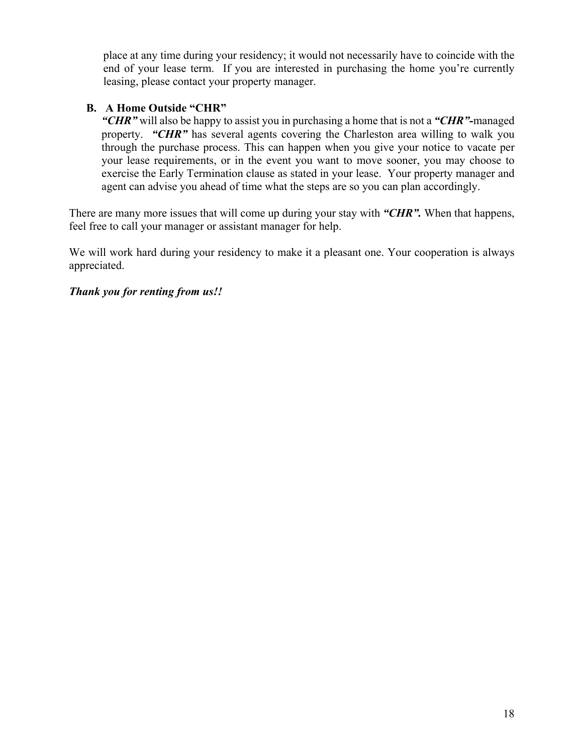place at any time during your residency; it would not necessarily have to coincide with the end of your lease term. If you are interested in purchasing the home you're currently leasing, please contact your property manager.

**B. A Home Outside "CHR"**

***"CHR"*** will also be happy to assist you in purchasing a home that is not a ***"CHR"*-**managed property. ***"CHR"*** has several agents covering the Charleston area willing to walk you through the purchase process. This can happen when you give your notice to vacate per your lease requirements, or in the event you want to move sooner, you may choose to exercise the Early Termination clause as stated in your lease. Your property manager and agent can advise you ahead of time what the steps are so you can plan accordingly.

There are many more issues that will come up during your stay with ***"CHR".*** When that happens, feel free to call your manager or assistant manager for help.

We will work hard during your residency to make it a pleasant one. Your cooperation is always appreciated.

***Thank you for renting from us!!***